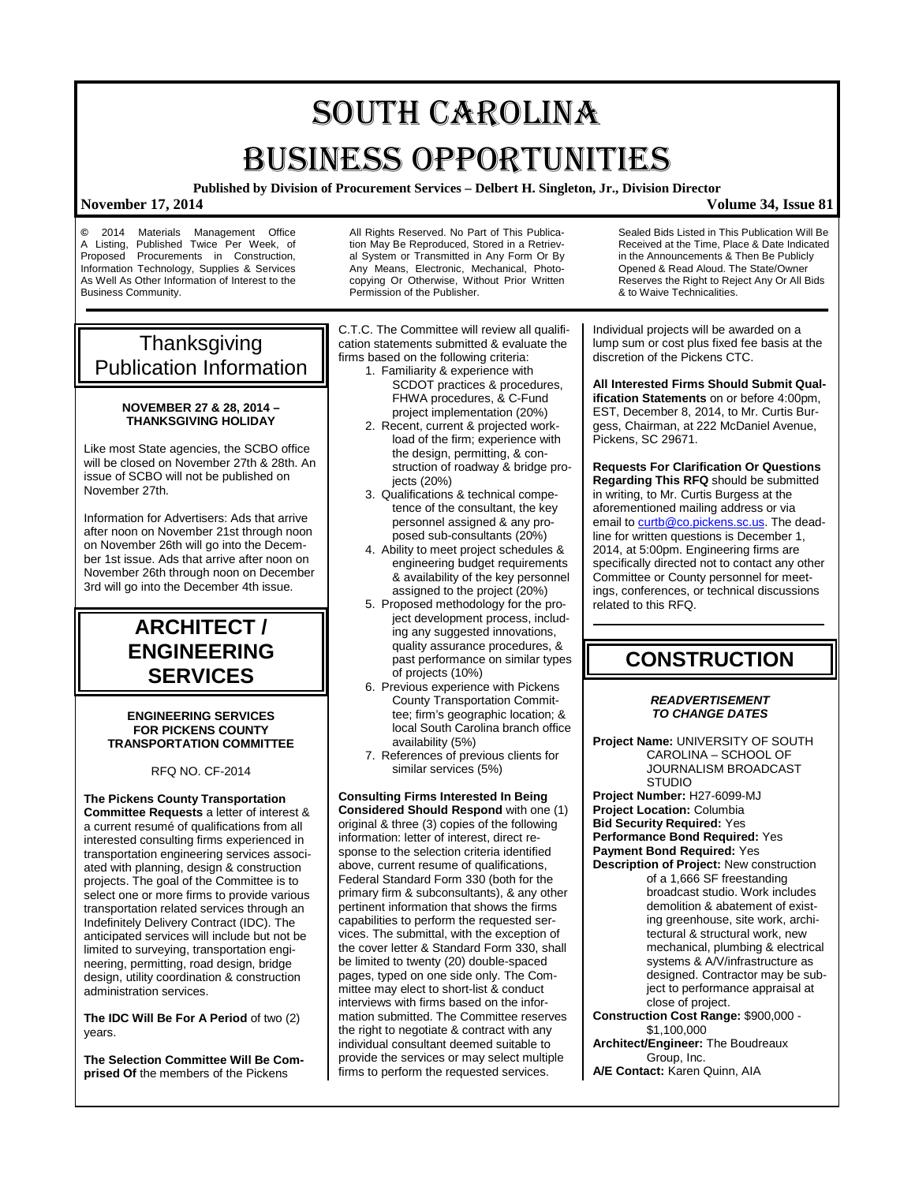# SOUTH CAROLINA BUSINESS OPPORTUNITIES

**Published by Division of Procurement Services – Delbert H. Singleton, Jr., Division Director**

**November 17, 2014** **Volume 34, Issue 81**

© 2014 Materials Management Office A Listing, Published Twice Per Week, of Proposed Procurements in Construction, Information Technology, Supplies & Services As Well As Other Information of Interest to the Business Community.

All Rights Reserved. No Part of This Publication May Be Reproduced, Stored in a Retrieval System or Transmitted in Any Form Or By Any Means, Electronic, Mechanical, Photocopying Or Otherwise, Without Prior Written Permission of the Publisher.

Sealed Bids Listed in This Publication Will Be Received at the Time, Place & Date Indicated in the Announcements & Then Be Publicly Opened & Read Aloud. The State/Owner Reserves the Right to Reject Any Or All Bids & to Waive Technicalities.

## Thanksgiving Publication Information

**NOVEMBER 27 & 28, 2014 – THANKSGIVING HOLIDAY**

Like most State agencies, the SCBO office will be closed on November 27th & 28th. An issue of SCBO will not be published on November 27th.

Information for Advertisers: Ads that arrive after noon on November 21st through noon on November 26th will go into the December 1st issue. Ads that arrive after noon on November 26th through noon on December 3rd will go into the December 4th issue.

## ARCHITECT / ENGINEERING SERVICES

**ENGINEERING SERVICES FOR PICKENS COUNTY TRANSPORTATION COMMITTEE**

RFQ NO. CF-2014

**The Pickens County Transportation Committee Requests** a letter of interest & a current resumé of qualifications from all interested consulting firms experienced in transportation engineering services associated with planning, design & construction projects. The goal of the Committee is to select one or more firms to provide various transportation related services through an Indefinitely Delivery Contract (IDC). The anticipated services will include but not be limited to surveying, transportation engineering, permitting, road design, bridge design, utility coordination & construction administration services.

**The IDC Will Be For A Period** of two (2) years.

**The Selection Committee Will Be Comprised Of** the members of the Pickens C.T.C. The Committee will review all qualification statements submitted & evaluate the firms based on the following criteria:

1. Familiarity & experience with SCDOT practices & procedures, FHWA procedures, & C-Fund project implementation (20%)
2. Recent, current & projected workload of the firm; experience with the design, permitting, & construction of roadway & bridge projects (20%)
3. Qualifications & technical competence of the consultant, the key personnel assigned & any proposed sub-consultants (20%)
4. Ability to meet project schedules & engineering budget requirements & availability of the key personnel assigned to the project (20%)
5. Proposed methodology for the project development process, including any suggested innovations, quality assurance procedures, & past performance on similar types of projects (10%)
6. Previous experience with Pickens County Transportation Committee; firm's geographic location; & local South Carolina branch office availability (5%)
7. References of previous clients for similar services (5%)

**Consulting Firms Interested In Being Considered Should Respond** with one (1) original & three (3) copies of the following information: letter of interest, direct response to the selection criteria identified above, current resume of qualifications, Federal Standard Form 330 (both for the primary firm & subconsultants), & any other pertinent information that shows the firms capabilities to perform the requested services. The submittal, with the exception of the cover letter & Standard Form 330, shall be limited to twenty (20) double-spaced pages, typed on one side only. The Committee may elect to short-list & conduct interviews with firms based on the information submitted. The Committee reserves the right to negotiate & contract with any individual consultant deemed suitable to provide the services or may select multiple firms to perform the requested services.

Individual projects will be awarded on a lump sum or cost plus fixed fee basis at the discretion of the Pickens CTC.

**All Interested Firms Should Submit Qualification Statements** on or before 4:00pm, EST, December 8, 2014, to Mr. Curtis Burgess, Chairman, at 222 McDaniel Avenue, Pickens, SC 29671.

**Requests For Clarification Or Questions Regarding This RFQ** should be submitted in writing, to Mr. Curtis Burgess at the aforementioned mailing address or via email to curtb@co.pickens.sc.us. The deadline for written questions is December 1, 2014, at 5:00pm. Engineering firms are specifically directed not to contact any other Committee or County personnel for meetings, conferences, or technical discussions related to this RFQ.

## CONSTRUCTION

***READVERTISEMENT TO CHANGE DATES***

**Project Name:** UNIVERSITY OF SOUTH CAROLINA – SCHOOL OF JOURNALISM BROADCAST STUDIO
**Project Number:** H27-6099-MJ
**Project Location:** Columbia
**Bid Security Required:** Yes
**Performance Bond Required:** Yes
**Payment Bond Required:** Yes
**Description of Project:** New construction of a 1,666 SF freestanding broadcast studio. Work includes demolition & abatement of existing greenhouse, site work, architectural & structural work, new mechanical, plumbing & electrical systems & A/V/infrastructure as designed. Contractor may be subject to performance appraisal at close of project.
**Construction Cost Range:** $900,000 - $1,100,000
**Architect/Engineer:** The Boudreaux Group, Inc.
**A/E Contact:** Karen Quinn, AIA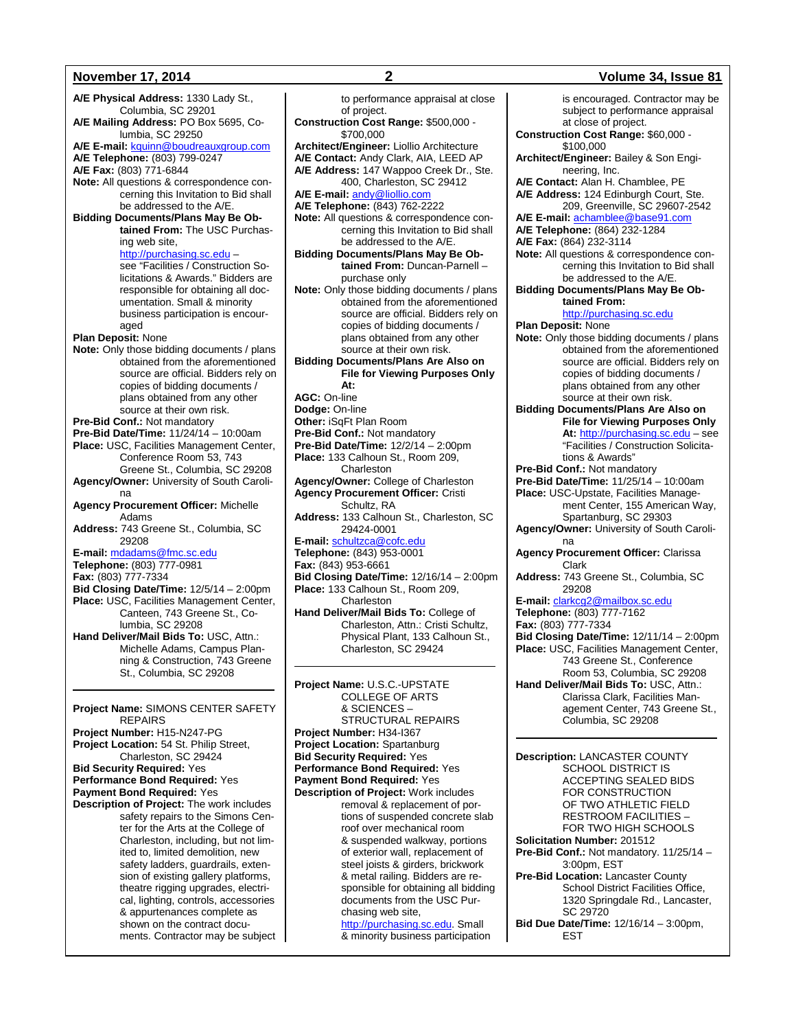**A/E Physical Address:** 1330 Lady St., Columbia, SC 29201
**A/E Mailing Address:** PO Box 5695, Columbia, SC 29250
**A/E E-mail:** kquinn@boudreauxgroup.com
**A/E Telephone:** (803) 799-0247
**A/E Fax:** (803) 771-6844
**Note:** All questions & correspondence concerning this Invitation to Bid shall be addressed to the A/E.
**Bidding Documents/Plans May Be Obtained From:** The USC Purchasing web site, http://purchasing.sc.edu – see "Facilities / Construction Solicitations & Awards." Bidders are responsible for obtaining all documentation. Small & minority business participation is encouraged
**Plan Deposit:** None
**Note:** Only those bidding documents / plans obtained from the aforementioned source are official. Bidders rely on copies of bidding documents / plans obtained from any other source at their own risk.
**Pre-Bid Conf.:** Not mandatory
**Pre-Bid Date/Time:** 11/24/14 – 10:00am
**Place:** USC, Facilities Management Center, Conference Room 53, 743 Greene St., Columbia, SC 29208
**Agency/Owner:** University of South Carolina
**Agency Procurement Officer:** Michelle Adams
**Address:** 743 Greene St., Columbia, SC 29208
**E-mail:** mdadams@fmc.sc.edu
**Telephone:** (803) 777-0981
**Fax:** (803) 777-7334
**Bid Closing Date/Time:** 12/5/14 – 2:00pm
**Place:** USC, Facilities Management Center, Canteen, 743 Greene St., Columbia, SC 29208
**Hand Deliver/Mail Bids To:** USC, Attn.: Michelle Adams, Campus Planning & Construction, 743 Greene St., Columbia, SC 29208

---

**Project Name:** SIMONS CENTER SAFETY REPAIRS
**Project Number:** H15-N247-PG
**Project Location:** 54 St. Philip Street, Charleston, SC 29424
**Bid Security Required:** Yes
**Performance Bond Required:** Yes
**Payment Bond Required:** Yes
**Description of Project:** The work includes safety repairs to the Simons Center for the Arts at the College of Charleston, including, but not limited to, limited demolition, new safety ladders, guardrails, extension of existing gallery platforms, theatre rigging upgrades, electrical, lighting, controls, accessories & appurtenances complete as shown on the contract documents. Contractor may be subject to performance appraisal at close of project.
**Construction Cost Range:** $500,000 - $700,000
**Architect/Engineer:** Liollio Architecture
**A/E Contact:** Andy Clark, AIA, LEED AP
**A/E Address:** 147 Wappoo Creek Dr., Ste. 400, Charleston, SC 29412
**A/E E-mail:** andy@liollio.com
**A/E Telephone:** (843) 762-2222
**Note:** All questions & correspondence concerning this Invitation to Bid shall be addressed to the A/E.
**Bidding Documents/Plans May Be Obtained From:** Duncan-Parnell – purchase only
**Note:** Only those bidding documents / plans obtained from the aforementioned source are official. Bidders rely on copies of bidding documents / plans obtained from any other source at their own risk.
**Bidding Documents/Plans Are Also on File for Viewing Purposes Only At:**
**AGC:** On-line
**Dodge:** On-line
**Other:** iSqFt Plan Room
**Pre-Bid Conf.:** Not mandatory
**Pre-Bid Date/Time:** 12/2/14 – 2:00pm
**Place:** 133 Calhoun St., Room 209, Charleston
**Agency/Owner:** College of Charleston
**Agency Procurement Officer:** Cristi Schultz, RA
**Address:** 133 Calhoun St., Charleston, SC 29424-0001
**E-mail:** schultzca@cofc.edu
**Telephone:** (843) 953-0001
**Fax:** (843) 953-6661
**Bid Closing Date/Time:** 12/16/14 – 2:00pm
**Place:** 133 Calhoun St., Room 209, Charleston
**Hand Deliver/Mail Bids To:** College of Charleston, Attn.: Cristi Schultz, Physical Plant, 133 Calhoun St., Charleston, SC 29424

---

**Project Name:** U.S.C.-UPSTATE COLLEGE OF ARTS & SCIENCES – STRUCTURAL REPAIRS
**Project Number:** H34-I367
**Project Location:** Spartanburg
**Bid Security Required:** Yes
**Performance Bond Required:** Yes
**Payment Bond Required:** Yes
**Description of Project:** Work includes removal & replacement of portions of suspended concrete slab roof over mechanical room & suspended walkway, portions of exterior wall, replacement of steel joists & girders, brickwork & metal railing. Bidders are responsible for obtaining all bidding documents from the USC Purchasing web site, http://purchasing.sc.edu. Small & minority business participation is encouraged. Contractor may be subject to performance appraisal at close of project.
**Construction Cost Range:** $60,000 - $100,000
**Architect/Engineer:** Bailey & Son Engineering, Inc.
**A/E Contact:** Alan H. Chamblee, PE
**A/E Address:** 124 Edinburgh Court, Ste. 209, Greenville, SC 29607-2542
**A/E E-mail:** achamblee@base91.com
**A/E Telephone:** (864) 232-1284
**A/E Fax:** (864) 232-3114
**Note:** All questions & correspondence concerning this Invitation to Bid shall be addressed to the A/E.
**Bidding Documents/Plans May Be Obtained From:** http://purchasing.sc.edu
**Plan Deposit:** None
**Note:** Only those bidding documents / plans obtained from the aforementioned source are official. Bidders rely on copies of bidding documents / plans obtained from any other source at their own risk.
**Bidding Documents/Plans Are Also on File for Viewing Purposes Only At:** http://purchasing.sc.edu – see "Facilities / Construction Solicitations & Awards"
**Pre-Bid Conf.:** Not mandatory
**Pre-Bid Date/Time:** 11/25/14 – 10:00am
**Place:** USC-Upstate, Facilities Management Center, 155 American Way, Spartanburg, SC 29303
**Agency/Owner:** University of South Carolina
**Agency Procurement Officer:** Clarissa Clark
**Address:** 743 Greene St., Columbia, SC 29208
**E-mail:** clarkcg2@mailbox.sc.edu
**Telephone:** (803) 777-7162
**Fax:** (803) 777-7334
**Bid Closing Date/Time:** 12/11/14 – 2:00pm
**Place:** USC, Facilities Management Center, 743 Greene St., Conference Room 53, Columbia, SC 29208
**Hand Deliver/Mail Bids To:** USC, Attn.: Clarissa Clark, Facilities Management Center, 743 Greene St., Columbia, SC 29208

---

**Description:** LANCASTER COUNTY SCHOOL DISTRICT IS ACCEPTING SEALED BIDS FOR CONSTRUCTION OF TWO ATHLETIC FIELD RESTROOM FACILITIES – FOR TWO HIGH SCHOOLS
**Solicitation Number:** 201512
**Pre-Bid Conf.:** Not mandatory. 11/25/14 – 3:00pm, EST
**Pre-Bid Location:** Lancaster County School District Facilities Office, 1320 Springdale Rd., Lancaster, SC 29720
**Bid Due Date/Time:** 12/16/14 – 3:00pm, EST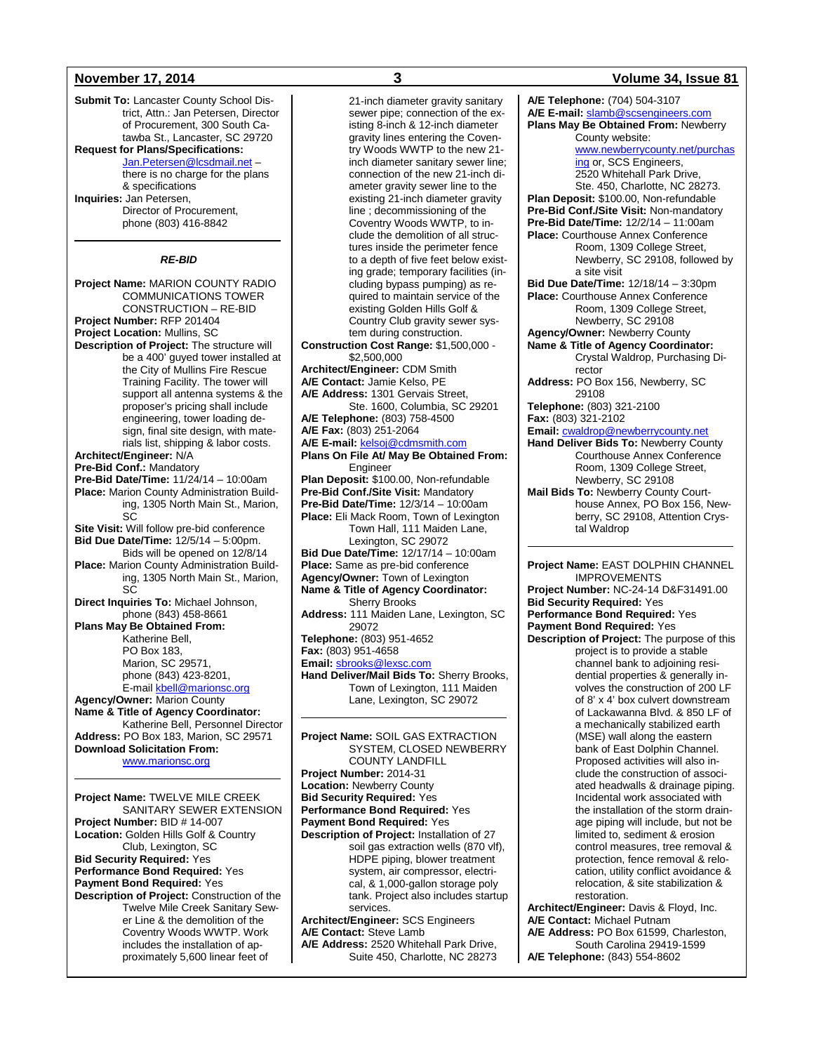**Submit To:** Lancaster County School District, Attn.: Jan Petersen, Director of Procurement, 300 South Catawba St., Lancaster, SC 29720
**Request for Plans/Specifications:** Jan.Petersen@lcsdmail.net – there is no charge for the plans & specifications
**Inquiries:** Jan Petersen, Director of Procurement, phone (803) 416-8842

---

***RE-BID***

**Project Name:** MARION COUNTY RADIO COMMUNICATIONS TOWER CONSTRUCTION – RE-BID
**Project Number:** RFP 201404
**Project Location:** Mullins, SC
**Description of Project:** The structure will be a 400' guyed tower installed at the City of Mullins Fire Rescue Training Facility. The tower will support all antenna systems & the proposer's pricing shall include engineering, tower loading design, final site design, with materials list, shipping & labor costs.
**Architect/Engineer:** N/A
**Pre-Bid Conf.:** Mandatory
**Pre-Bid Date/Time:** 11/24/14 – 10:00am
**Place:** Marion County Administration Building, 1305 North Main St., Marion, SC
**Site Visit:** Will follow pre-bid conference
**Bid Due Date/Time:** 12/5/14 – 5:00pm. Bids will be opened on 12/8/14
**Place:** Marion County Administration Building, 1305 North Main St., Marion, SC
**Direct Inquiries To:** Michael Johnson, phone (843) 458-8661
**Plans May Be Obtained From:** Katherine Bell, PO Box 183, Marion, SC 29571, phone (843) 423-8201, E-mail kbell@marionsc.org
**Agency/Owner:** Marion County
**Name & Title of Agency Coordinator:** Katherine Bell, Personnel Director
**Address:** PO Box 183, Marion, SC 29571
**Download Solicitation From:** www.marionsc.org

---

**Project Name:** TWELVE MILE CREEK SANITARY SEWER EXTENSION
**Project Number:** BID # 14-007
**Location:** Golden Hills Golf & Country Club, Lexington, SC
**Bid Security Required:** Yes
**Performance Bond Required:** Yes
**Payment Bond Required:** Yes
**Description of Project:** Construction of the Twelve Mile Creek Sanitary Sewer Line & the demolition of the Coventry Woods WWTP. Work includes the installation of approximately 5,600 linear feet of 21-inch diameter gravity sanitary sewer pipe; connection of the existing 8-inch & 12-inch diameter gravity lines entering the Coventry Woods WWTP to the new 21-inch diameter sanitary sewer line; connection of the new 21-inch diameter gravity sewer line to the existing 21-inch diameter gravity line ; decommissioning of the Coventry Woods WWTP, to include the demolition of all structures inside the perimeter fence to a depth of five feet below existing grade; temporary facilities (including bypass pumping) as required to maintain service of the existing Golden Hills Golf & Country Club gravity sewer system during construction.
**Construction Cost Range:** $1,500,000 - $2,500,000
**Architect/Engineer:** CDM Smith
**A/E Contact:** Jamie Kelso, PE
**A/E Address:** 1301 Gervais Street, Ste. 1600, Columbia, SC 29201
**A/E Telephone:** (803) 758-4500
**A/E Fax:** (803) 251-2064
**A/E E-mail:** kelsoj@cdmsmith.com
**Plans On File At/ May Be Obtained From:** Engineer
**Plan Deposit:** $100.00, Non-refundable
**Pre-Bid Conf./Site Visit:** Mandatory
**Pre-Bid Date/Time:** 12/3/14 – 10:00am
**Place:** Eli Mack Room, Town of Lexington Town Hall, 111 Maiden Lane, Lexington, SC 29072
**Bid Due Date/Time:** 12/17/14 – 10:00am
**Place:** Same as pre-bid conference
**Agency/Owner:** Town of Lexington
**Name & Title of Agency Coordinator:** Sherry Brooks
**Address:** 111 Maiden Lane, Lexington, SC 29072
**Telephone:** (803) 951-4652
**Fax:** (803) 951-4658
**Email:** sbrooks@lexsc.com
**Hand Deliver/Mail Bids To:** Sherry Brooks, Town of Lexington, 111 Maiden Lane, Lexington, SC 29072

---

**Project Name:** SOIL GAS EXTRACTION SYSTEM, CLOSED NEWBERRY COUNTY LANDFILL
**Project Number:** 2014-31
**Location:** Newberry County
**Bid Security Required:** Yes
**Performance Bond Required:** Yes
**Payment Bond Required:** Yes
**Description of Project:** Installation of 27 soil gas extraction wells (870 vlf), HDPE piping, blower treatment system, air compressor, electrical, & 1,000-gallon storage poly tank. Project also includes startup services.
**Architect/Engineer:** SCS Engineers
**A/E Contact:** Steve Lamb
**A/E Address:** 2520 Whitehall Park Drive, Suite 450, Charlotte, NC 28273
**A/E Telephone:** (704) 504-3107
**A/E E-mail:** slamb@scsengineers.com
**Plans May Be Obtained From:** Newberry County website: www.newberrycounty.net/purchasing or, SCS Engineers, 2520 Whitehall Park Drive, Ste. 450, Charlotte, NC 28273.
**Plan Deposit:** $100.00, Non-refundable
**Pre-Bid Conf./Site Visit:** Non-mandatory
**Pre-Bid Date/Time:** 12/2/14 – 11:00am
**Place:** Courthouse Annex Conference Room, 1309 College Street, Newberry, SC 29108, followed by a site visit
**Bid Due Date/Time:** 12/18/14 – 3:30pm
**Place:** Courthouse Annex Conference Room, 1309 College Street, Newberry, SC 29108
**Agency/Owner:** Newberry County
**Name & Title of Agency Coordinator:** Crystal Waldrop, Purchasing Director
**Address:** PO Box 156, Newberry, SC 29108
**Telephone:** (803) 321-2100
**Fax:** (803) 321-2102
**Email:** cwaldrop@newberrycounty.net
**Hand Deliver Bids To:** Newberry County Courthouse Annex Conference Room, 1309 College Street, Newberry, SC 29108
**Mail Bids To:** Newberry County Courthouse Annex, PO Box 156, Newberry, SC 29108, Attention Crystal Waldrop

---

**Project Name:** EAST DOLPHIN CHANNEL IMPROVEMENTS
**Project Number:** NC-24-14 D&F31491.00
**Bid Security Required:** Yes
**Performance Bond Required:** Yes
**Payment Bond Required:** Yes
**Description of Project:** The purpose of this project is to provide a stable channel bank to adjoining residential properties & generally involves the construction of 200 LF of 8' x 4' box culvert downstream of Lackawanna Blvd. & 850 LF of a mechanically stabilized earth (MSE) wall along the eastern bank of East Dolphin Channel. Proposed activities will also include the construction of associated headwalls & drainage piping. Incidental work associated with the installation of the storm drainage piping will include, but not be limited to, sediment & erosion control measures, tree removal & protection, fence removal & relocation, utility conflict avoidance & relocation, & site stabilization & restoration.
**Architect/Engineer:** Davis & Floyd, Inc.
**A/E Contact:** Michael Putnam
**A/E Address:** PO Box 61599, Charleston, South Carolina 29419-1599
**A/E Telephone:** (843) 554-8602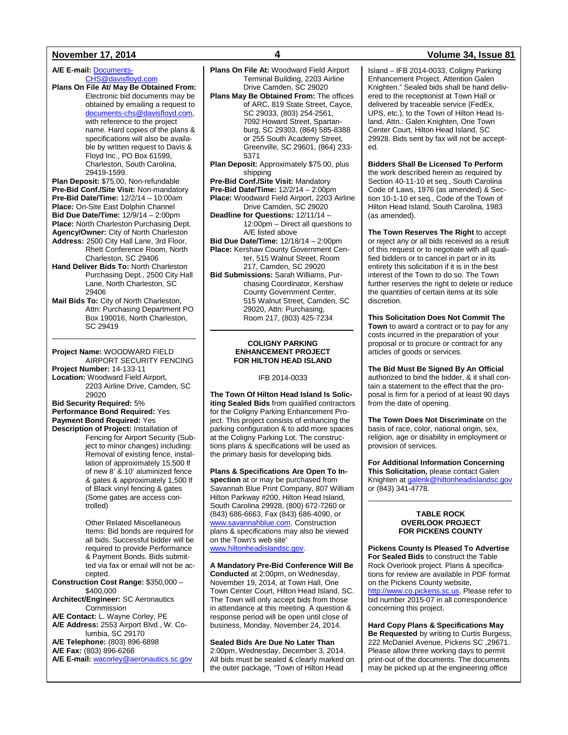**A/E E-mail:** Documents-CHS@davisfloyd.com

**Plans On File At/ May Be Obtained From:** Electronic bid documents may be obtained by emailing a request to documents-chs@davisfloyd.com, with reference to the project name. Hard copies of the plans & specifications will also be available by written request to Davis & Floyd Inc., PO Box 61599, Charleston, South Carolina, 29419-1599.

**Plan Deposit:** $75.00, Non-refundable

**Pre-Bid Conf./Site Visit:** Non-mandatory

**Pre-Bid Date/Time:** 12/2/14 – 10:00am

**Place:** On-Site East Dolphin Channel

**Bid Due Date/Time:** 12/9/14 – 2:00pm

**Place:** North Charleston Purchasing Dept.

**Agency/Owner:** City of North Charleston

**Address:** 2500 City Hall Lane, 3rd Floor, Rhett Conference Room, North Charleston, SC 29406

**Hand Deliver Bids To:** North Charleston Purchasing Dept., 2500 City Hall Lane, North Charleston, SC 29406

**Mail Bids To:** City of North Charleston, Attn: Purchasing Department PO Box 190016, North Charleston, SC 29419

---

**Project Name:** WOODWARD FIELD AIRPORT SECURITY FENCING

**Project Number:** 14-133-11

**Location:** Woodward Field Airport, 2203 Airline Drive, Camden, SC 29020

**Bid Security Required:** 5%

**Performance Bond Required:** Yes

**Payment Bond Required:** Yes

**Description of Project:** Installation of Fencing for Airport Security (Subject to minor changes) including: Removal of existing fence, installation of approximately 15,500 lf of new 8' & 10' aluminized fence & gates & approximately 1,500 lf of Black vinyl fencing & gates (Some gates are access controlled)

Other Related Miscellaneous Items: Bid bonds are required for all bids. Successful bidder will be required to provide Performance & Payment Bonds. Bids submitted via fax or email will not be accepted.

**Construction Cost Range:** $350,000 – $400,000

**Architect/Engineer:** SC Aeronautics Commission

**A/E Contact:** L. Wayne Corley, PE

**A/E Address:** 2553 Airport Blvd., W. Columbia, SC 29170

**A/E Telephone:** (803) 896-6898

**A/E Fax:** (803) 896-6266

**A/E E-mail:** wacorley@aeronautics.sc.gov

**Plans On File At:** Woodward Field Airport Terminal Building, 2203 Airline Drive Camden, SC 29020

**Plans May Be Obtained From:** The offices of ARC, 819 State Street, Cayce, SC 29033, (803) 254-2561, 7092 Howard Street, Spartanburg, SC 29303, (864) 585-8388 or 255 South Academy Street, Greenville, SC 29601, (864) 233-5371

**Plan Deposit:** Approximately $75.00, plus shipping

**Pre-Bid Conf./Site Visit:** Mandatory

**Pre-Bid Date/Time:** 12/2/14 – 2:00pm

**Place:** Woodward Field Airport, 2203 Airline Drive Camden, SC 29020

**Deadline for Questions:** 12/11/14 – 12:00pm – Direct all questions to A/E listed above

**Bid Due Date/Time:** 12/18/14 – 2:00pm

**Place:** Kershaw County Government Center, 515 Walnut Street, Room 217, Camden, SC 29020

**Bid Submissions:** Sarah Williams, Purchasing Coordinator, Kershaw County Government Center, 515 Walnut Street, Camden, SC 29020, Attn: Purchasing, Room 217, (803) 425-7234

---

## COLIGNY PARKING ENHANCEMENT PROJECT FOR HILTON HEAD ISLAND

IFB 2014-0033

**The Town Of Hilton Head Island Is Soliciting Sealed Bids** from qualified contractors for the Coligny Parking Enhancement Project. This project consists of enhancing the parking configuration & to add more spaces at the Coligny Parking Lot. The constructions plans & specifications will be used as the primary basis for developing bids.

**Plans & Specifications Are Open To Inspection** at or may be purchased from Savannah Blue Print Company, 807 William Hilton Parkway #200, Hilton Head Island, South Carolina 29928, (800) 672-7260 or (843) 686-6663, Fax (843) 686-4090, or www.savannahblue.com. Construction plans & specifications may also be viewed on the Town's web site' www.hiltonheadislandsc.gov.

**A Mandatory Pre-Bid Conference Will Be Conducted** at 2:00pm, on Wednesday, November 19, 2014, at Town Hall, One Town Center Court, Hilton Head Island, SC. The Town will only accept bids from those in attendance at this meeting. A question & response period will be open until close of business, Monday, November 24, 2014.

**Sealed Bids Are Due No Later Than** 2:00pm, Wednesday, December 3, 2014. All bids must be sealed & clearly marked on the outer package, "Town of Hilton Head Island – IFB 2014-0033, Coligny Parking Enhancement Project, Attention Galen Knighten." Sealed bids shall be hand delivered to the receptionist at Town Hall or delivered by traceable service (FedEx, UPS, etc.), to the Town of Hilton Head Island, Attn.: Galen Knighten, One Town Center Court, Hilton Head Island, SC 29928. Bids sent by fax will not be accepted.

**Bidders Shall Be Licensed To Perform** the work described herein as required by Section 40-11-10 et seq., South Carolina Code of Laws, 1976 (as amended) & Section 10-1-10 et seq., Code of the Town of Hilton Head Island, South Carolina, 1983 (as amended).

**The Town Reserves The Right** to accept or reject any or all bids received as a result of this request or to negotiate with all qualified bidders or to cancel in part or in its entirety this solicitation if it is in the best interest of the Town to do so. The Town further reserves the right to delete or reduce the quantities of certain items at its sole discretion.

**This Solicitation Does Not Commit The Town** to award a contract or to pay for any costs incurred in the preparation of your proposal or to procure or contract for any articles of goods or services.

**The Bid Must Be Signed By An Official** authorized to bind the bidder, & it shall contain a statement to the effect that the proposal is firm for a period of at least 90 days from the date of opening.

**The Town Does Not Discriminate** on the basis of race, color, national origin, sex, religion, age or disability in employment or provision of services.

**For Additional Information Concerning This Solicitation,** please contact Galen Knighten at galenk@hiltonheadislandsc.gov or (843) 341-4778.

---

## TABLE ROCK OVERLOOK PROJECT FOR PICKENS COUNTY

**Pickens County Is Pleased To Advertise For Sealed Bids** to construct the Table Rock Overlook project. Plans & specifications for review are available in PDF format on the Pickens County website, http://www.co.pickens.sc.us. Please refer to bid number 2015-07 in all correspondence concerning this project.

**Hard Copy Plans & Specifications May Be Requested** by writing to Curtis Burgess, 222 McDaniel Avenue, Pickens SC ,29671. Please allow three working days to permit print-out of the documents. The documents may be picked up at the engineering office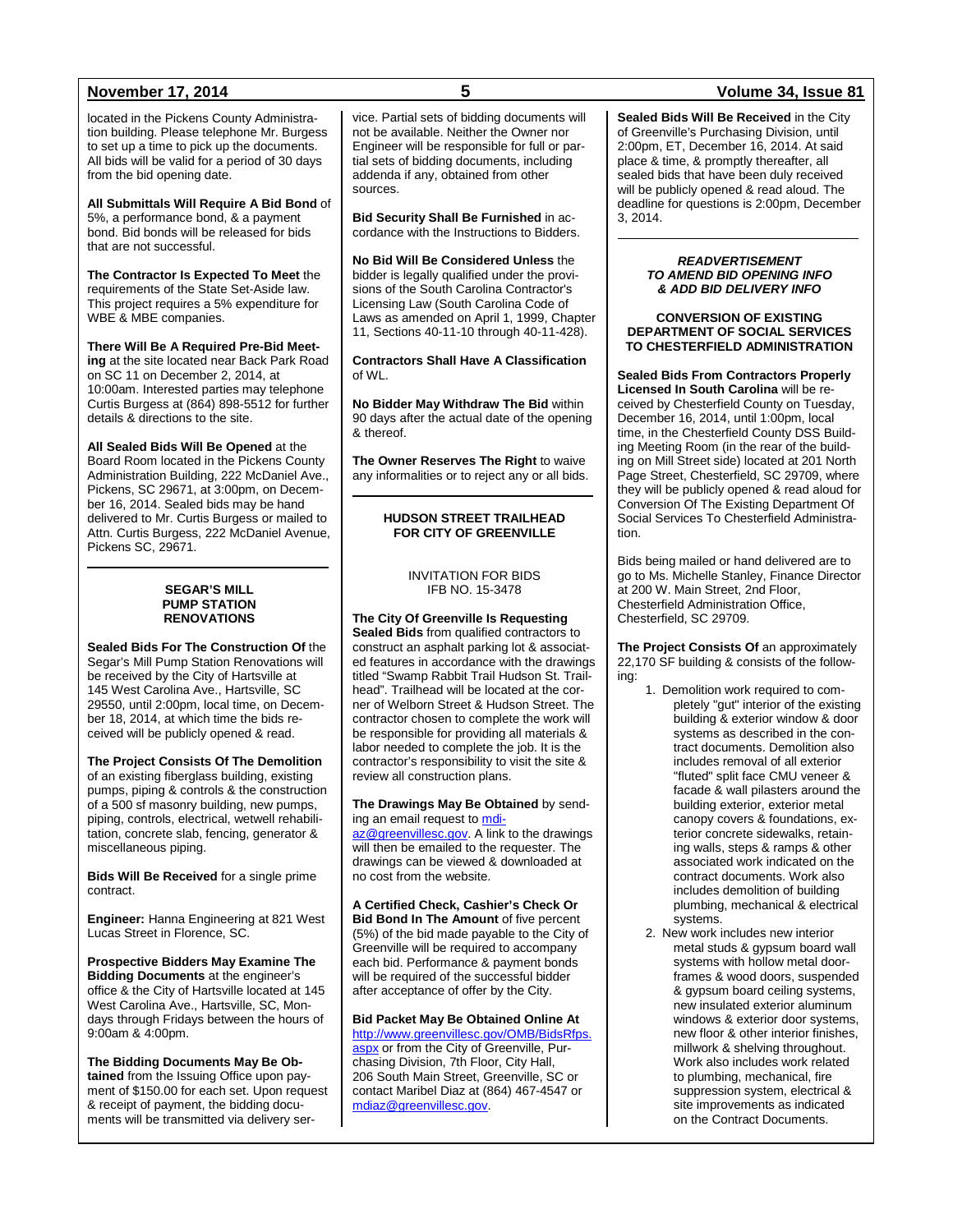located in the Pickens County Administration building. Please telephone Mr. Burgess to set up a time to pick up the documents. All bids will be valid for a period of 30 days from the bid opening date.

**All Submittals Will Require A Bid Bond** of 5%, a performance bond, & a payment bond. Bid bonds will be released for bids that are not successful.

**The Contractor Is Expected To Meet** the requirements of the State Set-Aside law. This project requires a 5% expenditure for WBE & MBE companies.

**There Will Be A Required Pre-Bid Meeting** at the site located near Back Park Road on SC 11 on December 2, 2014, at 10:00am. Interested parties may telephone Curtis Burgess at (864) 898-5512 for further details & directions to the site.

**All Sealed Bids Will Be Opened** at the Board Room located in the Pickens County Administration Building, 222 McDaniel Ave., Pickens, SC 29671, at 3:00pm, on December 16, 2014. Sealed bids may be hand delivered to Mr. Curtis Burgess or mailed to Attn. Curtis Burgess, 222 McDaniel Avenue, Pickens SC, 29671.

---

### SEGAR'S MILL PUMP STATION RENOVATIONS

**Sealed Bids For The Construction Of** the Segar's Mill Pump Station Renovations will be received by the City of Hartsville at 145 West Carolina Ave., Hartsville, SC 29550, until 2:00pm, local time, on December 18, 2014, at which time the bids received will be publicly opened & read.

**The Project Consists Of The Demolition** of an existing fiberglass building, existing pumps, piping & controls & the construction of a 500 sf masonry building, new pumps, piping, controls, electrical, wetwell rehabilitation, concrete slab, fencing, generator & miscellaneous piping.

**Bids Will Be Received** for a single prime contract.

**Engineer:** Hanna Engineering at 821 West Lucas Street in Florence, SC.

**Prospective Bidders May Examine The Bidding Documents** at the engineer's office & the City of Hartsville located at 145 West Carolina Ave., Hartsville, SC, Mondays through Fridays between the hours of 9:00am & 4:00pm.

**The Bidding Documents May Be Obtained** from the Issuing Office upon payment of $150.00 for each set. Upon request & receipt of payment, the bidding documents will be transmitted via delivery service. Partial sets of bidding documents will not be available. Neither the Owner nor Engineer will be responsible for full or partial sets of bidding documents, including addenda if any, obtained from other sources.

**Bid Security Shall Be Furnished** in accordance with the Instructions to Bidders.

**No Bid Will Be Considered Unless** the bidder is legally qualified under the provisions of the South Carolina Contractor's Licensing Law (South Carolina Code of Laws as amended on April 1, 1999, Chapter 11, Sections 40-11-10 through 40-11-428).

**Contractors Shall Have A Classification** of WL.

**No Bidder May Withdraw The Bid** within 90 days after the actual date of the opening & thereof.

**The Owner Reserves The Right** to waive any informalities or to reject any or all bids.

---

### HUDSON STREET TRAILHEAD FOR CITY OF GREENVILLE

INVITATION FOR BIDS
IFB NO. 15-3478

**The City Of Greenville Is Requesting Sealed Bids** from qualified contractors to construct an asphalt parking lot & associated features in accordance with the drawings titled "Swamp Rabbit Trail Hudson St. Trailhead". Trailhead will be located at the corner of Welborn Street & Hudson Street. The contractor chosen to complete the work will be responsible for providing all materials & labor needed to complete the job. It is the contractor's responsibility to visit the site & review all construction plans.

**The Drawings May Be Obtained** by sending an email request to mdiaz@greenvillesc.gov. A link to the drawings will then be emailed to the requester. The drawings can be viewed & downloaded at no cost from the website.

**A Certified Check, Cashier's Check Or Bid Bond In The Amount** of five percent (5%) of the bid made payable to the City of Greenville will be required to accompany each bid. Performance & payment bonds will be required of the successful bidder after acceptance of offer by the City.

**Bid Packet May Be Obtained Online At** http://www.greenvillesc.gov/OMB/BidsRfps.aspx or from the City of Greenville, Purchasing Division, 7th Floor, City Hall, 206 South Main Street, Greenville, SC or contact Maribel Diaz at (864) 467-4547 or mdiaz@greenvillesc.gov.

**Sealed Bids Will Be Received** in the City of Greenville's Purchasing Division, until 2:00pm, ET, December 16, 2014. At said place & time, & promptly thereafter, all sealed bids that have been duly received will be publicly opened & read aloud. The deadline for questions is 2:00pm, December 3, 2014.

---

***READVERTISEMENT TO AMEND BID OPENING INFO & ADD BID DELIVERY INFO***

### CONVERSION OF EXISTING DEPARTMENT OF SOCIAL SERVICES TO CHESTERFIELD ADMINISTRATION

**Sealed Bids From Contractors Properly Licensed In South Carolina** will be received by Chesterfield County on Tuesday, December 16, 2014, until 1:00pm, local time, in the Chesterfield County DSS Building Meeting Room (in the rear of the building on Mill Street side) located at 201 North Page Street, Chesterfield, SC 29709, where they will be publicly opened & read aloud for Conversion Of The Existing Department Of Social Services To Chesterfield Administration.

Bids being mailed or hand delivered are to go to Ms. Michelle Stanley, Finance Director at 200 W. Main Street, 2nd Floor, Chesterfield Administration Office, Chesterfield, SC 29709.

**The Project Consists Of** an approximately 22,170 SF building & consists of the following:

1. Demolition work required to completely "gut" interior of the existing building & exterior window & door systems as described in the contract documents. Demolition also includes removal of all exterior "fluted" split face CMU veneer & facade & wall pilasters around the building exterior, exterior metal canopy covers & foundations, exterior concrete sidewalks, retaining walls, steps & ramps & other associated work indicated on the contract documents. Work also includes demolition of building plumbing, mechanical & electrical systems.
2. New work includes new interior metal studs & gypsum board wall systems with hollow metal doorframes & wood doors, suspended & gypsum board ceiling systems, new insulated exterior aluminum windows & exterior door systems, new floor & other interior finishes, millwork & shelving throughout. Work also includes work related to plumbing, mechanical, fire suppression system, electrical & site improvements as indicated on the Contract Documents.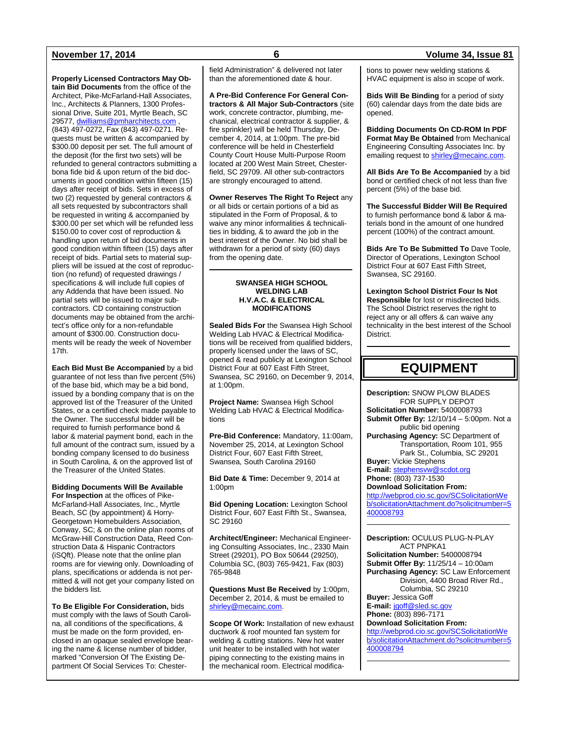**Properly Licensed Contractors May Obtain Bid Documents** from the office of the Architect, Pike-McFarland-Hall Associates, Inc., Architects & Planners, 1300 Professional Drive, Suite 201, Myrtle Beach, SC 29577, dwilliams@pmharchitects.com , (843) 497-0272, Fax (843) 497-0271. Requests must be written & accompanied by $300.00 deposit per set. The full amount of the deposit (for the first two sets) will be refunded to general contractors submitting a bona fide bid & upon return of the bid documents in good condition within fifteen (15) days after receipt of bids. Sets in excess of two (2) requested by general contractors & all sets requested by subcontractors shall be requested in writing & accompanied by $300.00 per set which will be refunded less $150.00 to cover cost of reproduction & handling upon return of bid documents in good condition within fifteen (15) days after receipt of bids. Partial sets to material suppliers will be issued at the cost of reproduction (no refund) of requested drawings / specifications & will include full copies of any Addenda that have been issued. No partial sets will be issued to major subcontractors. CD containing construction documents may be obtained from the architect's office only for a non-refundable amount of $300.00. Construction documents will be ready the week of November 17th.

**Each Bid Must Be Accompanied** by a bid guarantee of not less than five percent (5%) of the base bid, which may be a bid bond, issued by a bonding company that is on the approved list of the Treasurer of the United States, or a certified check made payable to the Owner. The successful bidder will be required to furnish performance bond & labor & material payment bond, each in the full amount of the contract sum, issued by a bonding company licensed to do business in South Carolina, & on the approved list of the Treasurer of the United States.

**Bidding Documents Will Be Available For Inspection** at the offices of Pike-McFarland-Hall Associates, Inc., Myrtle Beach, SC (by appointment) & Horry-Georgetown Homebuilders Association, Conway, SC; & on the online plan rooms of McGraw-Hill Construction Data, Reed Construction Data & Hispanic Contractors (iSQft). Please note that the online plan rooms are for viewing only. Downloading of plans, specifications or addenda is not permitted & will not get your company listed on the bidders list.

**To Be Eligible For Consideration,** bids must comply with the laws of South Carolina, all conditions of the specifications, & must be made on the form provided, enclosed in an opaque sealed envelope bearing the name & license number of bidder, marked "Conversion Of The Existing Department Of Social Services To: Chesterfield Administration" & delivered not later than the aforementioned date & hour.

**A Pre-Bid Conference For General Contractors & All Major Sub-Contractors** (site work, concrete contractor, plumbing, mechanical, electrical contractor & supplier, & fire sprinkler) will be held Thursday, December 4, 2014, at 1:00pm. The pre-bid conference will be held in Chesterfield County Court House Multi-Purpose Room located at 200 West Main Street, Chesterfield, SC 29709. All other sub-contractors are strongly encouraged to attend.

**Owner Reserves The Right To Reject** any or all bids or certain portions of a bid as stipulated in the Form of Proposal, & to waive any minor informalities & technicalities in bidding, & to award the job in the best interest of the Owner. No bid shall be withdrawn for a period of sixty (60) days from the opening date.

---

### SWANSEA HIGH SCHOOL WELDING LAB H.V.A.C. & ELECTRICAL MODIFICATIONS

**Sealed Bids For** the Swansea High School Welding Lab HVAC & Electrical Modifications will be received from qualified bidders, properly licensed under the laws of SC, opened & read publicly at Lexington School District Four at 607 East Fifth Street, Swansea, SC 29160, on December 9, 2014, at 1:00pm.

**Project Name:** Swansea High School Welding Lab HVAC & Electrical Modifications

**Pre-Bid Conference:** Mandatory, 11:00am, November 25, 2014, at Lexington School District Four, 607 East Fifth Street, Swansea, South Carolina 29160

**Bid Date & Time:** December 9, 2014 at 1:00pm

**Bid Opening Location:** Lexington School District Four, 607 East Fifth St., Swansea, SC 29160

**Architect/Engineer:** Mechanical Engineering Consulting Associates, Inc., 2330 Main Street (29201), PO Box 50644 (29250), Columbia SC, (803) 765-9421, Fax (803) 765-9848

**Questions Must Be Received** by 1:00pm, December 2, 2014, & must be emailed to shirley@mecainc.com.

**Scope Of Work:** Installation of new exhaust ductwork & roof mounted fan system for welding & cutting stations. New hot water unit heater to be installed with hot water piping connecting to the existing mains in the mechanical room. Electrical modifications to power new welding stations & HVAC equipment is also in scope of work.

**Bids Will Be Binding** for a period of sixty (60) calendar days from the date bids are opened.

**Bidding Documents On CD-ROM In PDF Format May Be Obtained** from Mechanical Engineering Consulting Associates Inc. by emailing request to shirley@mecainc.com.

**All Bids Are To Be Accompanied** by a bid bond or certified check of not less than five percent (5%) of the base bid.

**The Successful Bidder Will Be Required** to furnish performance bond & labor & materials bond in the amount of one hundred percent (100%) of the contract amount.

**Bids Are To Be Submitted To** Dave Toole, Director of Operations, Lexington School District Four at 607 East Fifth Street, Swansea, SC 29160.

**Lexington School District Four Is Not Responsible** for lost or misdirected bids. The School District reserves the right to reject any or all offers & can waive any technicality in the best interest of the School District.

---

# EQUIPMENT

**Description:** SNOW PLOW BLADES FOR SUPPLY DEPOT
**Solicitation Number:** 5400008793
**Submit Offer By:** 12/10/14 – 5:00pm. Not a public bid opening
**Purchasing Agency:** SC Department of Transportation, Room 101, 955 Park St., Columbia, SC 29201
**Buyer:** Vickie Stephens
**E-mail:** stephensvw@scdot.org
**Phone:** (803) 737-1530
**Download Solicitation From:**
http://webprod.cio.sc.gov/SCSolicitationWeb/solicitationAttachment.do?solicitnumber=5400008793

---

**Description:** OCULUS PLUG-N-PLAY ACT PNPKA1
**Solicitation Number:** 5400008794
**Submit Offer By:** 11/25/14 – 10:00am
**Purchasing Agency:** SC Law Enforcement Division, 4400 Broad River Rd., Columbia, SC 29210
**Buyer:** Jessica Goff
**E-mail:** jgoff@sled.sc.gov
**Phone:** (803) 896-7171
**Download Solicitation From:**
http://webprod.cio.sc.gov/SCSolicitationWeb/solicitationAttachment.do?solicitnumber=5400008794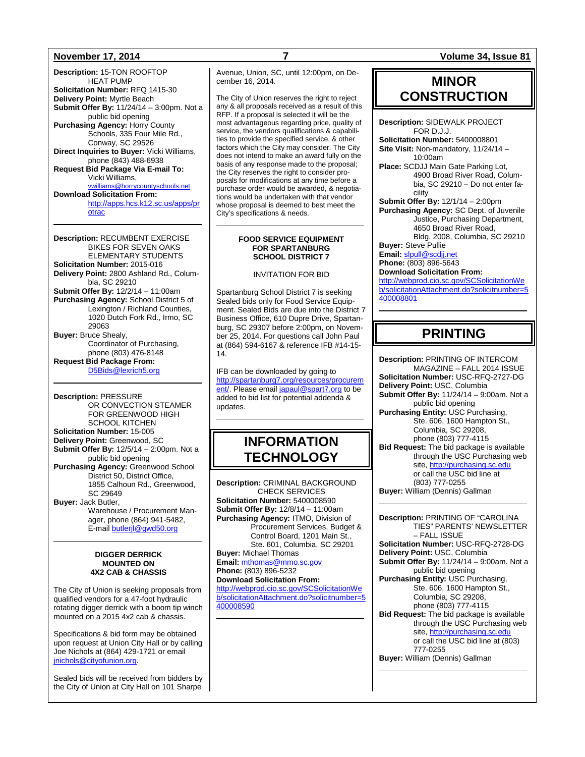**Description:** 15-TON ROOFTOP HEAT PUMP
**Solicitation Number:** RFQ 1415-30
**Delivery Point:** Myrtle Beach
**Submit Offer By:** 11/24/14 – 3:00pm. Not a public bid opening
**Purchasing Agency:** Horry County Schools, 335 Four Mile Rd., Conway, SC 29526
**Direct Inquiries to Buyer:** Vicki Williams, phone (843) 488-6938
**Request Bid Package Via E-mail To:** Vicki Williams, vwilliams@horrycountyschools.net
**Download Solicitation From:** http://apps.hcs.k12.sc.us/apps/protrac

---

**Description:** RECUMBENT EXERCISE BIKES FOR SEVEN OAKS ELEMENTARY STUDENTS
**Solicitation Number:** 2015-016
**Delivery Point:** 2800 Ashland Rd., Columbia, SC 29210
**Submit Offer By:** 12/2/14 – 11:00am
**Purchasing Agency:** School District 5 of Lexington / Richland Counties, 1020 Dutch Fork Rd., Irmo, SC 29063
**Buyer:** Bruce Shealy, Coordinator of Purchasing, phone (803) 476-8148
**Request Bid Package From:** D5Bids@lexrich5.org

---

**Description:** PRESSURE OR CONVECTION STEAMER FOR GREENWOOD HIGH SCHOOL KITCHEN
**Solicitation Number:** 15-005
**Delivery Point:** Greenwood, SC
**Submit Offer By:** 12/5/14 – 2:00pm. Not a public bid opening
**Purchasing Agency:** Greenwood School District 50, District Office, 1855 Calhoun Rd., Greenwood, SC 29649
**Buyer:** Jack Butler, Warehouse / Procurement Manager, phone (864) 941-5482, E-mail butlerjl@gwd50.org

---

**DIGGER DERRICK MOUNTED ON 4X2 CAB & CHASSIS**

The City of Union is seeking proposals from qualified vendors for a 47-foot hydraulic rotating digger derrick with a boom tip winch mounted on a 2015 4x2 cab & chassis.

Specifications & bid form may be obtained upon request at Union City Hall or by calling Joe Nichols at (864) 429-1721 or email jnichols@cityofunion.org.

Sealed bids will be received from bidders by the City of Union at City Hall on 101 Sharpe Avenue, Union, SC, until 12:00pm, on December 16, 2014.

The City of Union reserves the right to reject any & all proposals received as a result of this RFP. If a proposal is selected it will be the most advantageous regarding price, quality of service, the vendors qualifications & capabilities to provide the specified service, & other factors which the City may consider. The City does not intend to make an award fully on the basis of any response made to the proposal; the City reserves the right to consider proposals for modifications at any time before a purchase order would be awarded, & negotiations would be undertaken with that vendor whose proposal is deemed to best meet the City's specifications & needs.

---

**FOOD SERVICE EQUIPMENT FOR SPARTANBURG SCHOOL DISTRICT 7**

INVITATION FOR BID

Spartanburg School District 7 is seeking Sealed bids only for Food Service Equipment. Sealed Bids are due into the District 7 Business Office, 610 Dupre Drive, Spartanburg, SC 29307 before 2:00pm, on November 25, 2014. For questions call John Paul at (864) 594-6167 & reference IFB #14-15-14.

IFB can be downloaded by going to http://spartanburg7.org/resources/procurement/. Please email japaul@spart7.org to be added to bid list for potential addenda & updates.

---

# INFORMATION TECHNOLOGY

**Description:** CRIMINAL BACKGROUND CHECK SERVICES
**Solicitation Number:** 5400008590
**Submit Offer By:** 12/8/14 – 11:00am
**Purchasing Agency:** ITMO, Division of Procurement Services, Budget & Control Board, 1201 Main St., Ste. 601, Columbia, SC 29201
**Buyer:** Michael Thomas
**Email:** mthomas@mmo.sc.gov
**Phone:** (803) 896-5232
**Download Solicitation From:** http://webprod.cio.sc.gov/SCSolicitationWeb/solicitationAttachment.do?solicitnumber=5400008590

---

# MINOR CONSTRUCTION

**Description:** SIDEWALK PROJECT FOR D.J.J.
**Solicitation Number:** 5400008801
**Site Visit:** Non-mandatory, 11/24/14 – 10:00am
**Place:** SCDJJ Main Gate Parking Lot, 4900 Broad River Road, Columbia, SC 29210 – Do not enter facility
**Submit Offer By:** 12/1/14 – 2:00pm
**Purchasing Agency:** SC Dept. of Juvenile Justice, Purchasing Department, 4650 Broad River Road, Bldg. 2008, Columbia, SC 29210
**Buyer:** Steve Pullie
**Email:** slpull@scdjj.net
**Phone:** (803) 896-5643
**Download Solicitation From:** http://webprod.cio.sc.gov/SCSolicitationWeb/solicitationAttachment.do?solicitnumber=5400008801

---

# PRINTING

**Description:** PRINTING OF INTERCOM MAGAZINE – FALL 2014 ISSUE
**Solicitation Number:** USC-RFQ-2727-DG
**Delivery Point:** USC, Columbia
**Submit Offer By:** 11/24/14 – 9:00am. Not a public bid opening
**Purchasing Entity:** USC Purchasing, Ste. 606, 1600 Hampton St., Columbia, SC 29208, phone (803) 777-4115
**Bid Request:** The bid package is available through the USC Purchasing web site, http://purchasing.sc.edu or call the USC bid line at (803) 777-0255
**Buyer:** William (Dennis) Gallman

---

**Description:** PRINTING OF "CAROLINA TIES" PARENTS' NEWSLETTER – FALL ISSUE
**Solicitation Number:** USC-RFQ-2728-DG
**Delivery Point:** USC, Columbia
**Submit Offer By:** 11/24/14 – 9:00am. Not a public bid opening
**Purchasing Entity:** USC Purchasing, Ste. 606, 1600 Hampton St., Columbia, SC 29208, phone (803) 777-4115
**Bid Request:** The bid package is available through the USC Purchasing web site, http://purchasing.sc.edu or call the USC bid line at (803) 777-0255
**Buyer:** William (Dennis) Gallman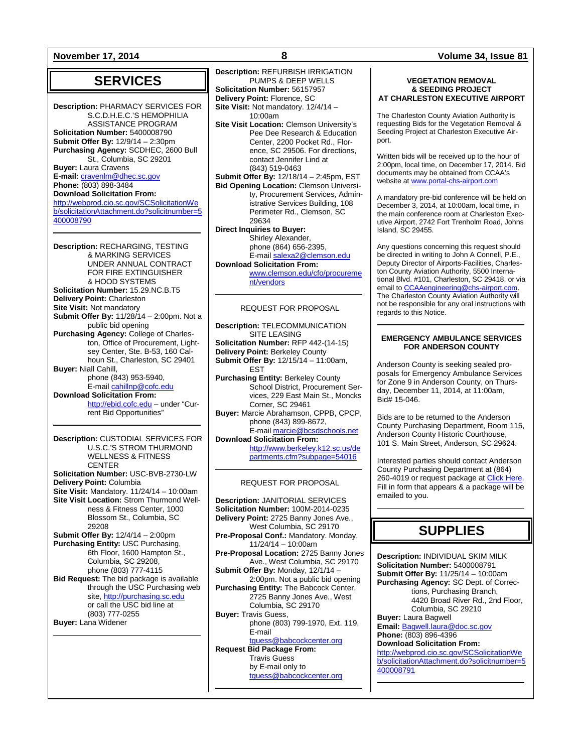# SERVICES

**Description:** PHARMACY SERVICES FOR S.C.D.H.E.C.'S HEMOPHILIA ASSISTANCE PROGRAM
**Solicitation Number:** 5400008790
**Submit Offer By:** 12/9/14 – 2:30pm
**Purchasing Agency:** SCDHEC, 2600 Bull St., Columbia, SC 29201
**Buyer:** Laura Cravens
**E-mail:** cravenlm@dhec.sc.gov
**Phone:** (803) 898-3484
**Download Solicitation From:**
http://webprod.cio.sc.gov/SCSolicitationWeb/solicitationAttachment.do?solicitnumber=5400008790

---

**Description:** RECHARGING, TESTING & MARKING SERVICES UNDER ANNUAL CONTRACT FOR FIRE EXTINGUISHER & HOOD SYSTEMS
**Solicitation Number:** 15.29.NC.B.T5
**Delivery Point:** Charleston
**Site Visit:** Not mandatory
**Submit Offer By:** 11/28/14 – 2:00pm. Not a public bid opening
**Purchasing Agency:** College of Charleston, Office of Procurement, Lightsey Center, Ste. B-53, 160 Calhoun St., Charleston, SC 29401
**Buyer:** Niall Cahill, phone (843) 953-5940, E-mail cahillnp@cofc.edu
**Download Solicitation From:** http://ebid.cofc.edu – under "Current Bid Opportunities"

---

**Description:** CUSTODIAL SERVICES FOR U.S.C.'S STROM THURMOND WELLNESS & FITNESS CENTER
**Solicitation Number:** USC-BVB-2730-LW
**Delivery Point:** Columbia
**Site Visit:** Mandatory. 11/24/14 – 10:00am
**Site Visit Location:** Strom Thurmond Wellness & Fitness Center, 1000 Blossom St., Columbia, SC 29208
**Submit Offer By:** 12/4/14 – 2:00pm
**Purchasing Entity:** USC Purchasing, 6th Floor, 1600 Hampton St., Columbia, SC 29208, phone (803) 777-4115
**Bid Request:** The bid package is available through the USC Purchasing web site, http://purchasing.sc.edu or call the USC bid line at (803) 777-0255
**Buyer:** Lana Widener

---

**Description:** REFURBISH IRRIGATION PUMPS & DEEP WELLS
**Solicitation Number:** 56157957
**Delivery Point:** Florence, SC
**Site Visit:** Not mandatory. 12/4/14 – 10:00am
**Site Visit Location:** Clemson University's Pee Dee Research & Education Center, 2200 Pocket Rd., Florence, SC 29506. For directions, contact Jennifer Lind at (843) 519-0463
**Submit Offer By:** 12/18/14 – 2:45pm, EST
**Bid Opening Location:** Clemson University, Procurement Services, Administrative Services Building, 108 Perimeter Rd., Clemson, SC 29634
**Direct Inquiries to Buyer:** Shirley Alexander, phone (864) 656-2395, E-mail salexa2@clemson.edu
**Download Solicitation From:** www.clemson.edu/cfo/procurement/vendors

---

REQUEST FOR PROPOSAL

**Description:** TELECOMMUNICATION SITE LEASING
**Solicitation Number:** RFP 442-(14-15)
**Delivery Point:** Berkeley County
**Submit Offer By:** 12/15/14 – 11:00am, EST
**Purchasing Entity:** Berkeley County School District, Procurement Services, 229 East Main St., Moncks Corner, SC 29461
**Buyer:** Marcie Abrahamson, CPPB, CPCP, phone (843) 899-8672, E-mail marcie@bcsdschools.net
**Download Solicitation From:** http://www.berkeley.k12.sc.us/departments.cfm?subpage=54016

---

REQUEST FOR PROPOSAL

**Description:** JANITORIAL SERVICES
**Solicitation Number:** 100M-2014-0235
**Delivery Point:** 2725 Banny Jones Ave., West Columbia, SC 29170
**Pre-Proposal Conf.:** Mandatory. Monday, 11/24/14 – 10:00am
**Pre-Proposal Location:** 2725 Banny Jones Ave., West Columbia, SC 29170
**Submit Offer By:** Monday, 12/1/14 – 2:00pm. Not a public bid opening
**Purchasing Entity:** The Babcock Center, 2725 Banny Jones Ave., West Columbia, SC 29170
**Buyer:** Travis Guess, phone (803) 799-1970, Ext. 119, E-mail tguess@babcockcenter.org
**Request Bid Package From:** Travis Guess by E-mail only to tguess@babcockcenter.org

---

**VEGETATION REMOVAL & SEEDING PROJECT AT CHARLESTON EXECUTIVE AIRPORT**

The Charleston County Aviation Authority is requesting Bids for the Vegetation Removal & Seeding Project at Charleston Executive Airport.

Written bids will be received up to the hour of 2:00pm, local time, on December 17, 2014. Bid documents may be obtained from CCAA's website at www.portal-chs-airport.com

A mandatory pre-bid conference will be held on December 3, 2014, at 10:00am, local time, in the main conference room at Charleston Executive Airport, 2742 Fort Trenholm Road, Johns Island, SC 29455.

Any questions concerning this request should be directed in writing to John A Connell, P.E., Deputy Director of Airports-Facilities, Charleston County Aviation Authority, 5500 International Blvd. #101, Charleston, SC 29418, or via email to CCAAengineering@chs-airport.com. The Charleston County Aviation Authority will not be responsible for any oral instructions with regards to this Notice.

---

**EMERGENCY AMBULANCE SERVICES FOR ANDERSON COUNTY**

Anderson County is seeking sealed proposals for Emergency Ambulance Services for Zone 9 in Anderson County, on Thursday, December 11, 2014, at 11:00am, Bid# 15-046.

Bids are to be returned to the Anderson County Purchasing Department, Room 115, Anderson County Historic Courthouse, 101 S. Main Street, Anderson, SC 29624.

Interested parties should contact Anderson County Purchasing Department at (864) 260-4019 or request package at Click Here. Fill in form that appears & a package will be emailed to you.

---

# SUPPLIES

**Description:** INDIVIDUAL SKIM MILK
**Solicitation Number:** 5400008791
**Submit Offer By:** 11/25/14 – 10:00am
**Purchasing Agency:** SC Dept. of Corrections, Purchasing Branch, 4420 Broad River Rd., 2nd Floor, Columbia, SC 29210
**Buyer:** Laura Bagwell
**Email:** Bagwell.laura@doc.sc.gov
**Phone:** (803) 896-4396
**Download Solicitation From:**
http://webprod.cio.sc.gov/SCSolicitationWeb/solicitationAttachment.do?solicitnumber=5400008791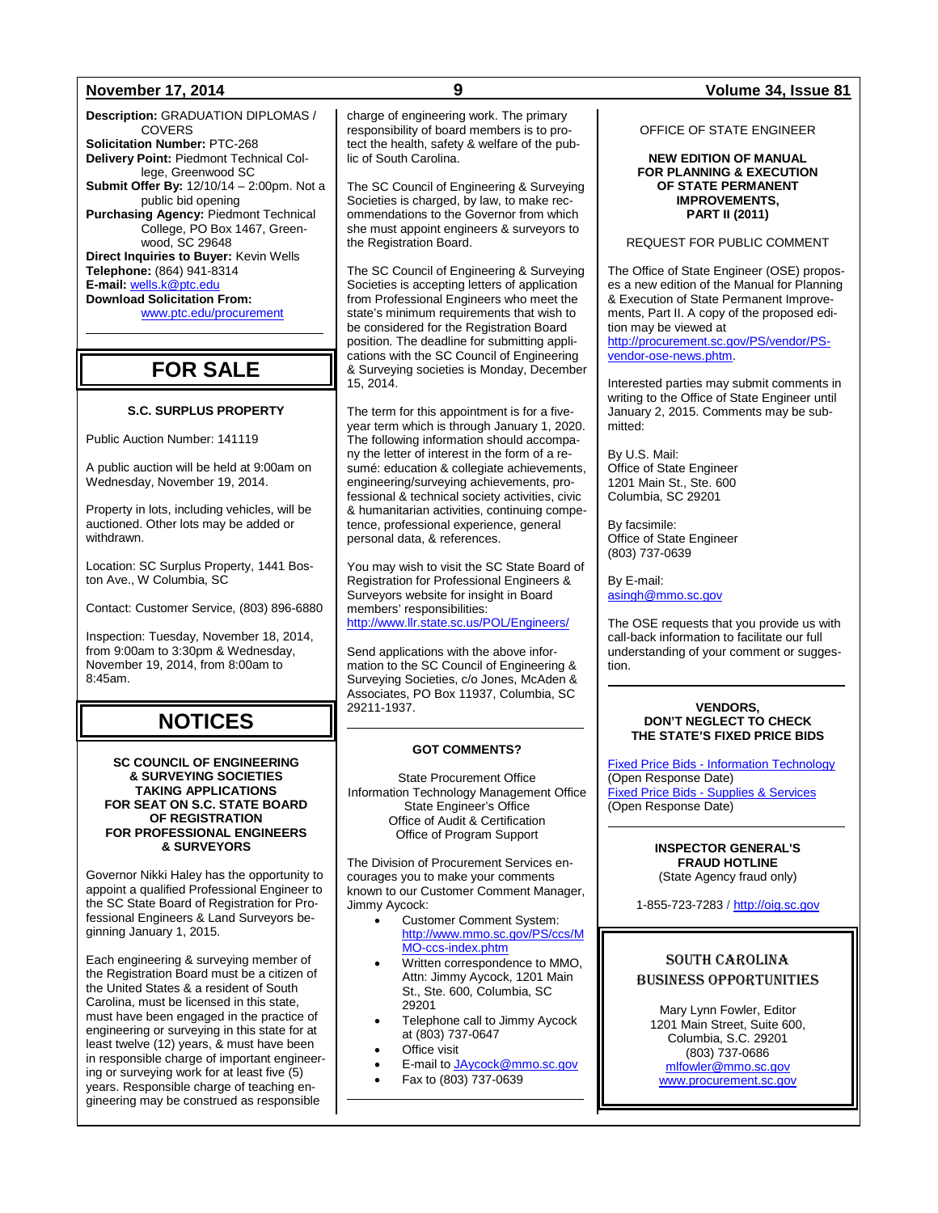**Description:** GRADUATION DIPLOMAS / COVERS
**Solicitation Number:** PTC-268
**Delivery Point:** Piedmont Technical College, Greenwood SC
**Submit Offer By:** 12/10/14 – 2:00pm. Not a public bid opening
**Purchasing Agency:** Piedmont Technical College, PO Box 1467, Greenwood, SC 29648
**Direct Inquiries to Buyer:** Kevin Wells
**Telephone:** (864) 941-8314
**E-mail:** wells.k@ptc.edu
**Download Solicitation From:** www.ptc.edu/procurement

# FOR SALE

**S.C. SURPLUS PROPERTY**

Public Auction Number: 141119

A public auction will be held at 9:00am on Wednesday, November 19, 2014.

Property in lots, including vehicles, will be auctioned. Other lots may be added or withdrawn.

Location: SC Surplus Property, 1441 Boston Ave., W Columbia, SC

Contact: Customer Service, (803) 896-6880

Inspection: Tuesday, November 18, 2014, from 9:00am to 3:30pm & Wednesday, November 19, 2014, from 8:00am to 8:45am.

# NOTICES

**SC COUNCIL OF ENGINEERING & SURVEYING SOCIETIES TAKING APPLICATIONS FOR SEAT ON S.C. STATE BOARD OF REGISTRATION FOR PROFESSIONAL ENGINEERS & SURVEYORS**

Governor Nikki Haley has the opportunity to appoint a qualified Professional Engineer to the SC State Board of Registration for Professional Engineers & Land Surveyors beginning January 1, 2015.

Each engineering & surveying member of the Registration Board must be a citizen of the United States & a resident of South Carolina, must be licensed in this state, must have been engaged in the practice of engineering or surveying in this state for at least twelve (12) years, & must have been in responsible charge of important engineering or surveying work for at least five (5) years. Responsible charge of teaching engineering may be construed as responsible charge of engineering work. The primary responsibility of board members is to protect the health, safety & welfare of the public of South Carolina.

The SC Council of Engineering & Surveying Societies is charged, by law, to make recommendations to the Governor from which she must appoint engineers & surveyors to the Registration Board.

The SC Council of Engineering & Surveying Societies is accepting letters of application from Professional Engineers who meet the state's minimum requirements that wish to be considered for the Registration Board position. The deadline for submitting applications with the SC Council of Engineering & Surveying societies is Monday, December 15, 2014.

The term for this appointment is for a five-year term which is through January 1, 2020. The following information should accompany the letter of interest in the form of a resumé: education & collegiate achievements, engineering/surveying achievements, professional & technical society activities, civic & humanitarian activities, continuing competence, professional experience, general personal data, & references.

You may wish to visit the SC State Board of Registration for Professional Engineers & Surveyors website for insight in Board members' responsibilities: http://www.llr.state.sc.us/POL/Engineers/

Send applications with the above information to the SC Council of Engineering & Surveying Societies, c/o Jones, McAden & Associates, PO Box 11937, Columbia, SC 29211-1937.

**GOT COMMENTS?**

State Procurement Office
Information Technology Management Office
State Engineer's Office
Office of Audit & Certification
Office of Program Support

The Division of Procurement Services encourages you to make your comments known to our Customer Comment Manager, Jimmy Aycock:

- Customer Comment System: http://www.mmo.sc.gov/PS/ccs/MMO-ccs-index.phtm
- Written correspondence to MMO, Attn: Jimmy Aycock, 1201 Main St., Ste. 600, Columbia, SC 29201
- Telephone call to Jimmy Aycock at (803) 737-0647
- Office visit
- E-mail to JAycock@mmo.sc.gov
- Fax to (803) 737-0639

OFFICE OF STATE ENGINEER

**NEW EDITION OF MANUAL FOR PLANNING & EXECUTION OF STATE PERMANENT IMPROVEMENTS, PART II (2011)**

REQUEST FOR PUBLIC COMMENT

The Office of State Engineer (OSE) proposes a new edition of the Manual for Planning & Execution of State Permanent Improvements, Part II. A copy of the proposed edition may be viewed at http://procurement.sc.gov/PS/vendor/PS-vendor-ose-news.phtm.

Interested parties may submit comments in writing to the Office of State Engineer until January 2, 2015. Comments may be submitted:

By U.S. Mail:
Office of State Engineer
1201 Main St., Ste. 600
Columbia, SC 29201

By facsimile:
Office of State Engineer
(803) 737-0639

By E-mail:
asingh@mmo.sc.gov

The OSE requests that you provide us with call-back information to facilitate our full understanding of your comment or suggestion.

**VENDORS, DON'T NEGLECT TO CHECK THE STATE'S FIXED PRICE BIDS**

Fixed Price Bids - Information Technology
(Open Response Date)
Fixed Price Bids - Supplies & Services
(Open Response Date)

**INSPECTOR GENERAL'S FRAUD HOTLINE**
(State Agency fraud only)

1-855-723-7283 / http://oig.sc.gov

SOUTH CAROLINA BUSINESS OPPORTUNITIES

Mary Lynn Fowler, Editor
1201 Main Street, Suite 600,
Columbia, S.C. 29201
(803) 737-0686
mlfowler@mmo.sc.gov
www.procurement.sc.gov